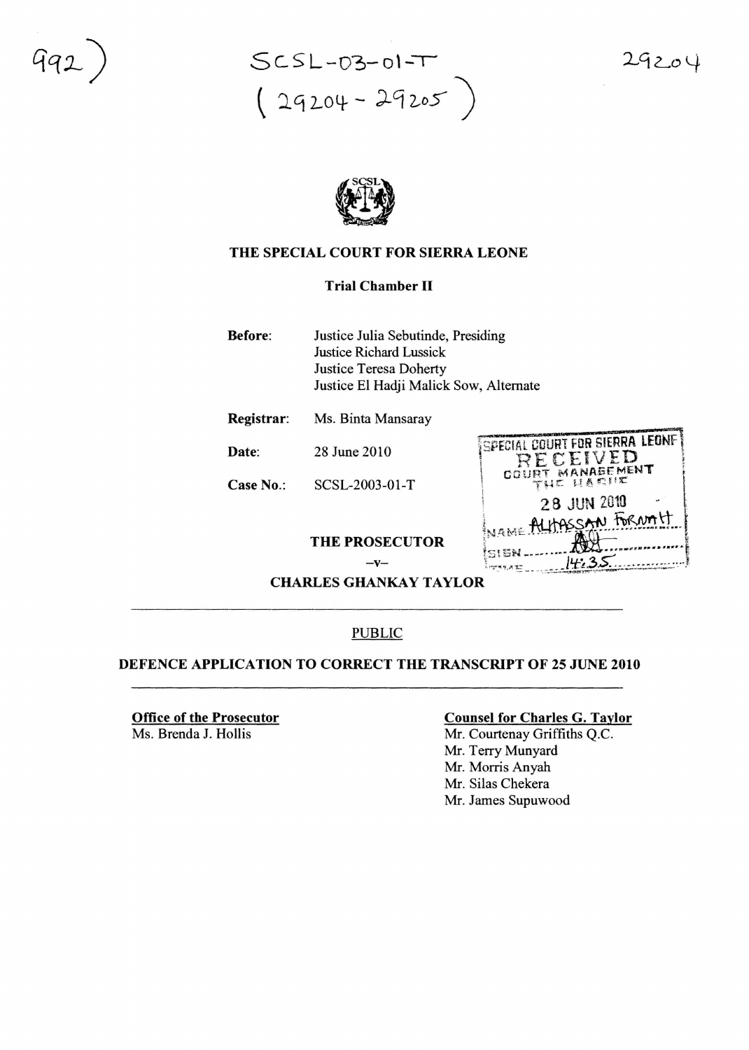SCSL-03-01-T
(29204 - 29205)

THE SPECIAL COURT FOR SIERRA LEONE

Trial Chamber II

**Before:** Justice Julia Sebutinde, Presiding
Justice Richard Lussick
Justice Teresa Doherty
Justice El Hadji Malick Sow, Alternate

**Registrar:** Ms. Binta Mansaray

**Date:** 28 June 2010

**Case No.:** SCSL-2003-01-T

SPECIAL COURT FOR SIERRA LEONE
RECEIVED
COURT MANAGEMENT
THE HAGUE
28 JUN 2010
NAME ALHASSAN FORNAH
SIGN
TIME 14:35

**THE PROSECUTOR**

**–v–**

**CHARLES GHANKAY TAYLOR**

---

PUBLIC

**DEFENCE APPLICATION TO CORRECT THE TRANSCRIPT OF 25 JUNE 2010**

---

**Office of the Prosecutor**
Ms. Brenda J. Hollis

**Counsel for Charles G. Taylor**
Mr. Courtenay Griffiths Q.C.
Mr. Terry Munyard
Mr. Morris Anyah
Mr. Silas Chekera
Mr. James Supuwood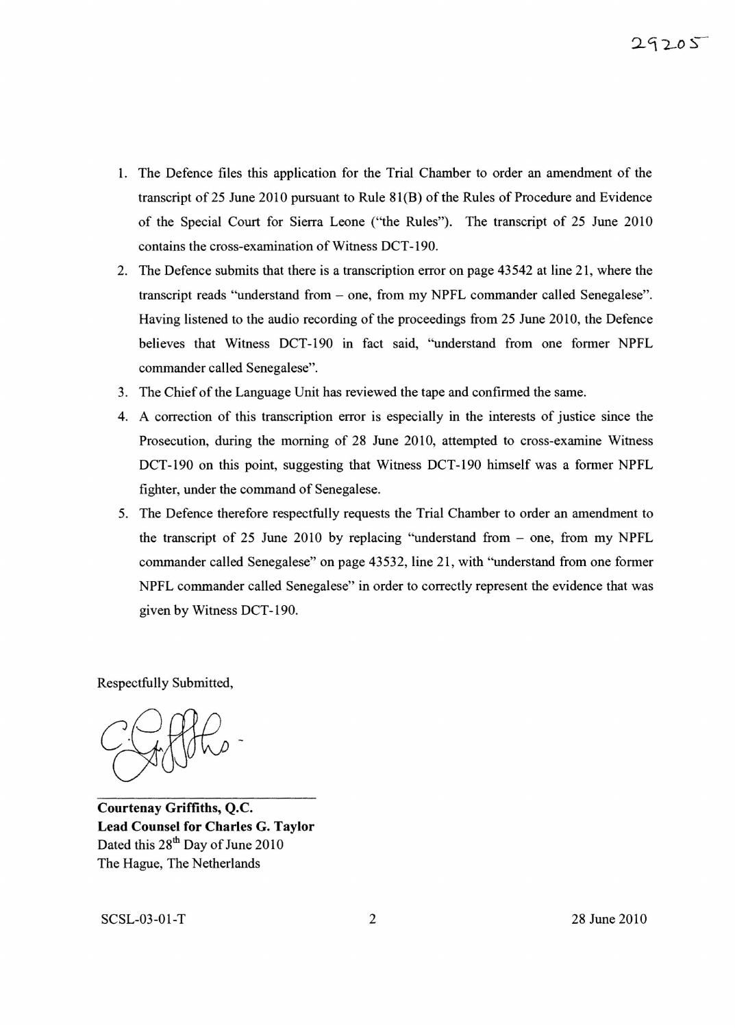1. The Defence files this application for the Trial Chamber to order an amendment of the transcript of 25 June 2010 pursuant to Rule 81(B) of the Rules of Procedure and Evidence of the Special Court for Sierra Leone ("the Rules"). The transcript of 25 June 2010 contains the cross-examination of Witness DCT-190.
2. The Defence submits that there is a transcription error on page 43542 at line 21, where the transcript reads "understand from – one, from my NPFL commander called Senegalese". Having listened to the audio recording of the proceedings from 25 June 2010, the Defence believes that Witness DCT-190 in fact said, "understand from one former NPFL commander called Senegalese".
3. The Chief of the Language Unit has reviewed the tape and confirmed the same.
4. A correction of this transcription error is especially in the interests of justice since the Prosecution, during the morning of 28 June 2010, attempted to cross-examine Witness DCT-190 on this point, suggesting that Witness DCT-190 himself was a former NPFL fighter, under the command of Senegalese.
5. The Defence therefore respectfully requests the Trial Chamber to order an amendment to the transcript of 25 June 2010 by replacing "understand from – one, from my NPFL commander called Senegalese" on page 43532, line 21, with "understand from one former NPFL commander called Senegalese" in order to correctly represent the evidence that was given by Witness DCT-190.

Respectfully Submitted,

**Courtenay Griffiths, Q.C.**
**Lead Counsel for Charles G. Taylor**
Dated this 28th Day of June 2010
The Hague, The Netherlands